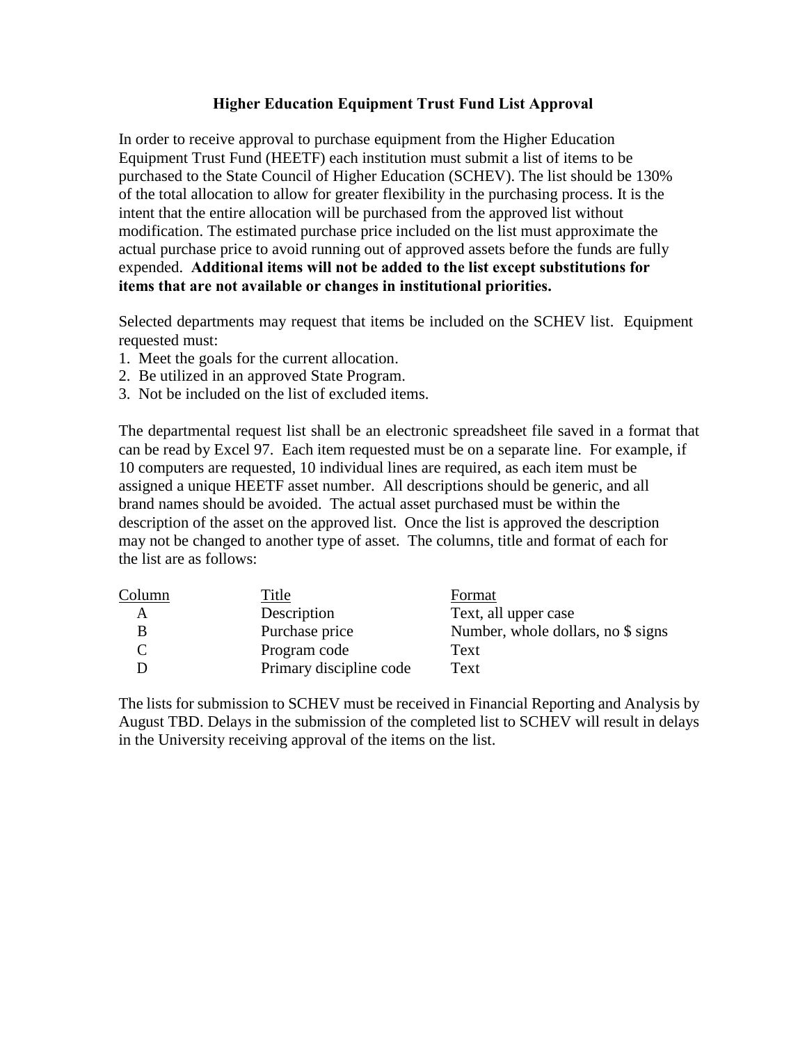# Higher Education Equipment Trust Fund List Approval

In order to receive approval to purchase equipment from the Higher Education Equipment Trust Fund (HEETF) each institution must submit a list of items to be purchased to the State Council of Higher Education (SCHEV). The list should be 130% of the total allocation to allow for greater flexibility in the purchasing process. It is the intent that the entire allocation will be purchased from the approved list without modification. The estimated purchase price included on the list must approximate the actual purchase price to avoid running out of approved assets before the funds are fully expended. **Additional items will not be added to the list except substitutions for items that are not available or changes in institutional priorities.**

Selected departments may request that items be included on the SCHEV list. Equipment requested must:

1. Meet the goals for the current allocation.
2. Be utilized in an approved State Program.
3. Not be included on the list of excluded items.

The departmental request list shall be an electronic spreadsheet file saved in a format that can be read by Excel 97. Each item requested must be on a separate line. For example, if 10 computers are requested, 10 individual lines are required, as each item must be assigned a unique HEETF asset number. All descriptions should be generic, and all brand names should be avoided. The actual asset purchased must be within the description of the asset on the approved list. Once the list is approved the description may not be changed to another type of asset. The columns, title and format of each for the list are as follows:

| Column | Title | Format |
|---|---|---|
| A | Description | Text, all upper case |
| B | Purchase price | Number, whole dollars, no $ signs |
| C | Program code | Text |
| D | Primary discipline code | Text |

The lists for submission to SCHEV must be received in Financial Reporting and Analysis by August TBD. Delays in the submission of the completed list to SCHEV will result in delays in the University receiving approval of the items on the list.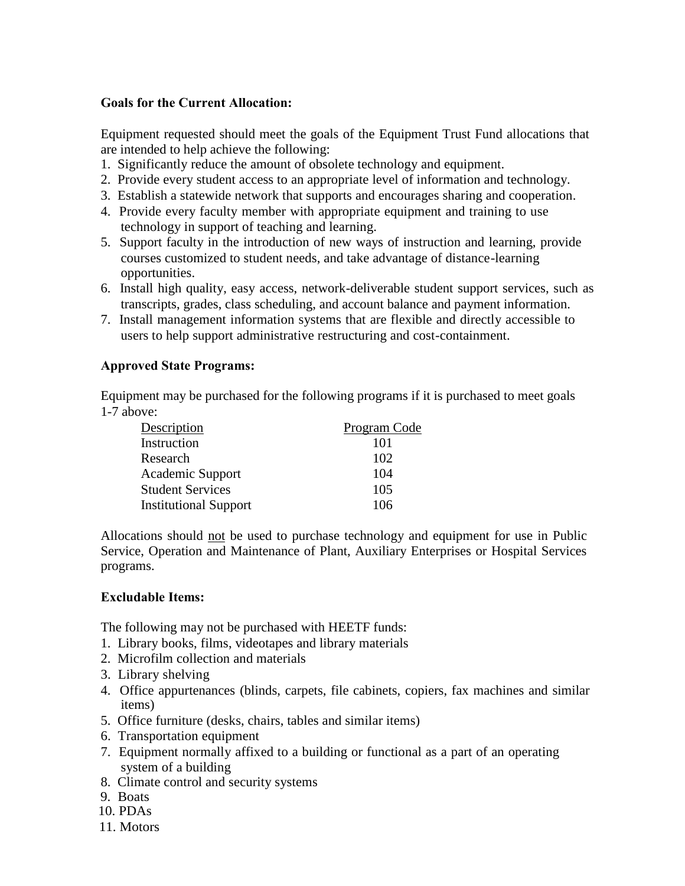**Goals for the Current Allocation:**

Equipment requested should meet the goals of the Equipment Trust Fund allocations that are intended to help achieve the following:

1. Significantly reduce the amount of obsolete technology and equipment.
2. Provide every student access to an appropriate level of information and technology.
3. Establish a statewide network that supports and encourages sharing and cooperation.
4. Provide every faculty member with appropriate equipment and training to use technology in support of teaching and learning.
5. Support faculty in the introduction of new ways of instruction and learning, provide courses customized to student needs, and take advantage of distance-learning opportunities.
6. Install high quality, easy access, network-deliverable student support services, such as transcripts, grades, class scheduling, and account balance and payment information.
7. Install management information systems that are flexible and directly accessible to users to help support administrative restructuring and cost-containment.

**Approved State Programs:**

Equipment may be purchased for the following programs if it is purchased to meet goals 1-7 above:

| Description | Program Code |
| --- | --- |
| Instruction | 101 |
| Research | 102 |
| Academic Support | 104 |
| Student Services | 105 |
| Institutional Support | 106 |

Allocations should not be used to purchase technology and equipment for use in Public Service, Operation and Maintenance of Plant, Auxiliary Enterprises or Hospital Services programs.

**Excludable Items:**

The following may not be purchased with HEETF funds:

1. Library books, films, videotapes and library materials
2. Microfilm collection and materials
3. Library shelving
4. Office appurtenances (blinds, carpets, file cabinets, copiers, fax machines and similar items)
5. Office furniture (desks, chairs, tables and similar items)
6. Transportation equipment
7. Equipment normally affixed to a building or functional as a part of an operating system of a building
8. Climate control and security systems
9. Boats
10. PDAs
11. Motors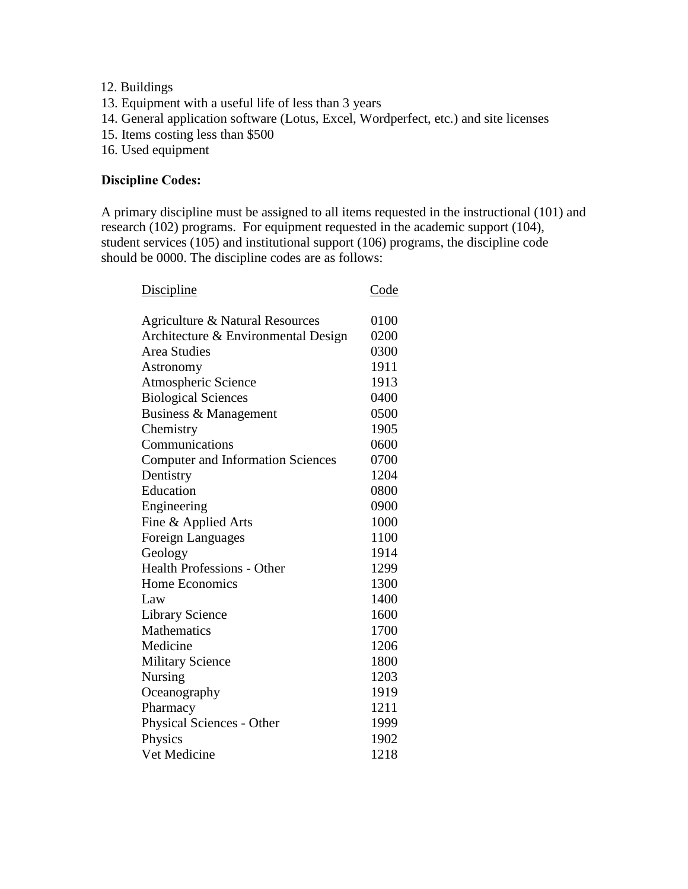12. Buildings
13. Equipment with a useful life of less than 3 years
14. General application software (Lotus, Excel, Wordperfect, etc.) and site licenses
15. Items costing less than $500
16. Used equipment

**Discipline Codes:**

A primary discipline must be assigned to all items requested in the instructional (101) and research (102) programs. For equipment requested in the academic support (104), student services (105) and institutional support (106) programs, the discipline code should be 0000. The discipline codes are as follows:

| Discipline | Code |
|---|---|
| Agriculture & Natural Resources | 0100 |
| Architecture & Environmental Design | 0200 |
| Area Studies | 0300 |
| Astronomy | 1911 |
| Atmospheric Science | 1913 |
| Biological Sciences | 0400 |
| Business & Management | 0500 |
| Chemistry | 1905 |
| Communications | 0600 |
| Computer and Information Sciences | 0700 |
| Dentistry | 1204 |
| Education | 0800 |
| Engineering | 0900 |
| Fine & Applied Arts | 1000 |
| Foreign Languages | 1100 |
| Geology | 1914 |
| Health Professions - Other | 1299 |
| Home Economics | 1300 |
| Law | 1400 |
| Library Science | 1600 |
| Mathematics | 1700 |
| Medicine | 1206 |
| Military Science | 1800 |
| Nursing | 1203 |
| Oceanography | 1919 |
| Pharmacy | 1211 |
| Physical Sciences - Other | 1999 |
| Physics | 1902 |
| Vet Medicine | 1218 |